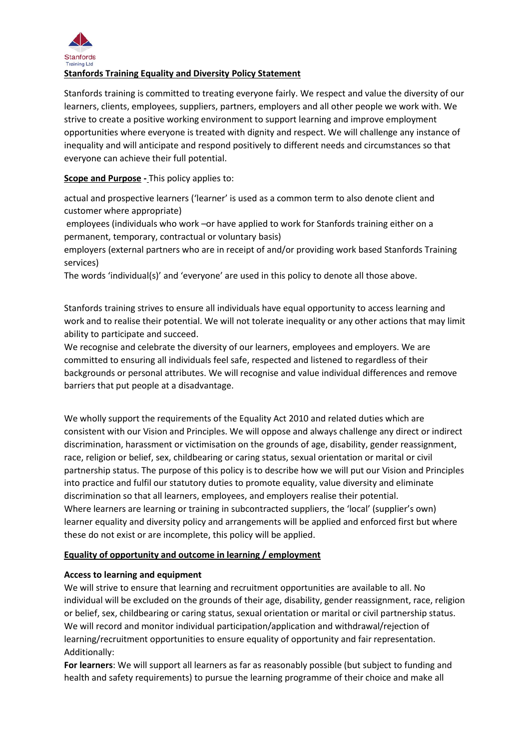Stanfords
Training Ltd

## Stanfords Training Equality and Diversity Policy Statement

Stanfords training is committed to treating everyone fairly. We respect and value the diversity of our learners, clients, employees, suppliers, partners, employers and all other people we work with. We strive to create a positive working environment to support learning and improve employment opportunities where everyone is treated with dignity and respect. We will challenge any instance of inequality and will anticipate and respond positively to different needs and circumstances so that everyone can achieve their full potential.

**Scope and Purpose -** This policy applies to:

actual and prospective learners ('learner' is used as a common term to also denote client and customer where appropriate)

employees (individuals who work –or have applied to work for Stanfords training either on a permanent, temporary, contractual or voluntary basis)

employers (external partners who are in receipt of and/or providing work based Stanfords Training services)

The words 'individual(s)' and 'everyone' are used in this policy to denote all those above.

Stanfords training strives to ensure all individuals have equal opportunity to access learning and work and to realise their potential. We will not tolerate inequality or any other actions that may limit ability to participate and succeed.

We recognise and celebrate the diversity of our learners, employees and employers. We are committed to ensuring all individuals feel safe, respected and listened to regardless of their backgrounds or personal attributes. We will recognise and value individual differences and remove barriers that put people at a disadvantage.

We wholly support the requirements of the Equality Act 2010 and related duties which are consistent with our Vision and Principles. We will oppose and always challenge any direct or indirect discrimination, harassment or victimisation on the grounds of age, disability, gender reassignment, race, religion or belief, sex, childbearing or caring status, sexual orientation or marital or civil partnership status. The purpose of this policy is to describe how we will put our Vision and Principles into practice and fulfil our statutory duties to promote equality, value diversity and eliminate discrimination so that all learners, employees, and employers realise their potential.

Where learners are learning or training in subcontracted suppliers, the 'local' (supplier's own) learner equality and diversity policy and arrangements will be applied and enforced first but where these do not exist or are incomplete, this policy will be applied.

## Equality of opportunity and outcome in learning / employment

### Access to learning and equipment

We will strive to ensure that learning and recruitment opportunities are available to all. No individual will be excluded on the grounds of their age, disability, gender reassignment, race, religion or belief, sex, childbearing or caring status, sexual orientation or marital or civil partnership status. We will record and monitor individual participation/application and withdrawal/rejection of learning/recruitment opportunities to ensure equality of opportunity and fair representation. Additionally:

**For learners**: We will support all learners as far as reasonably possible (but subject to funding and health and safety requirements) to pursue the learning programme of their choice and make all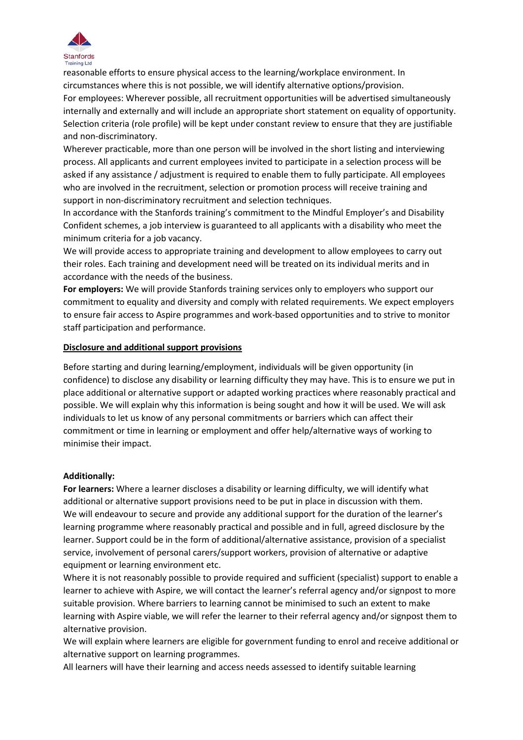reasonable efforts to ensure physical access to the learning/workplace environment. In circumstances where this is not possible, we will identify alternative options/provision.

For employees: Wherever possible, all recruitment opportunities will be advertised simultaneously internally and externally and will include an appropriate short statement on equality of opportunity. Selection criteria (role profile) will be kept under constant review to ensure that they are justifiable and non-discriminatory.

Wherever practicable, more than one person will be involved in the short listing and interviewing process. All applicants and current employees invited to participate in a selection process will be asked if any assistance / adjustment is required to enable them to fully participate. All employees who are involved in the recruitment, selection or promotion process will receive training and support in non-discriminatory recruitment and selection techniques.

In accordance with the Stanfords training's commitment to the Mindful Employer's and Disability Confident schemes, a job interview is guaranteed to all applicants with a disability who meet the minimum criteria for a job vacancy.

We will provide access to appropriate training and development to allow employees to carry out their roles. Each training and development need will be treated on its individual merits and in accordance with the needs of the business.

**For employers:** We will provide Stanfords training services only to employers who support our commitment to equality and diversity and comply with related requirements. We expect employers to ensure fair access to Aspire programmes and work-based opportunities and to strive to monitor staff participation and performance.

## Disclosure and additional support provisions

Before starting and during learning/employment, individuals will be given opportunity (in confidence) to disclose any disability or learning difficulty they may have. This is to ensure we put in place additional or alternative support or adapted working practices where reasonably practical and possible. We will explain why this information is being sought and how it will be used. We will ask individuals to let us know of any personal commitments or barriers which can affect their commitment or time in learning or employment and offer help/alternative ways of working to minimise their impact.

**Additionally:**

**For learners:** Where a learner discloses a disability or learning difficulty, we will identify what additional or alternative support provisions need to be put in place in discussion with them.

We will endeavour to secure and provide any additional support for the duration of the learner's learning programme where reasonably practical and possible and in full, agreed disclosure by the learner. Support could be in the form of additional/alternative assistance, provision of a specialist service, involvement of personal carers/support workers, provision of alternative or adaptive equipment or learning environment etc.

Where it is not reasonably possible to provide required and sufficient (specialist) support to enable a learner to achieve with Aspire, we will contact the learner's referral agency and/or signpost to more suitable provision. Where barriers to learning cannot be minimised to such an extent to make learning with Aspire viable, we will refer the learner to their referral agency and/or signpost them to alternative provision.

We will explain where learners are eligible for government funding to enrol and receive additional or alternative support on learning programmes.

All learners will have their learning and access needs assessed to identify suitable learning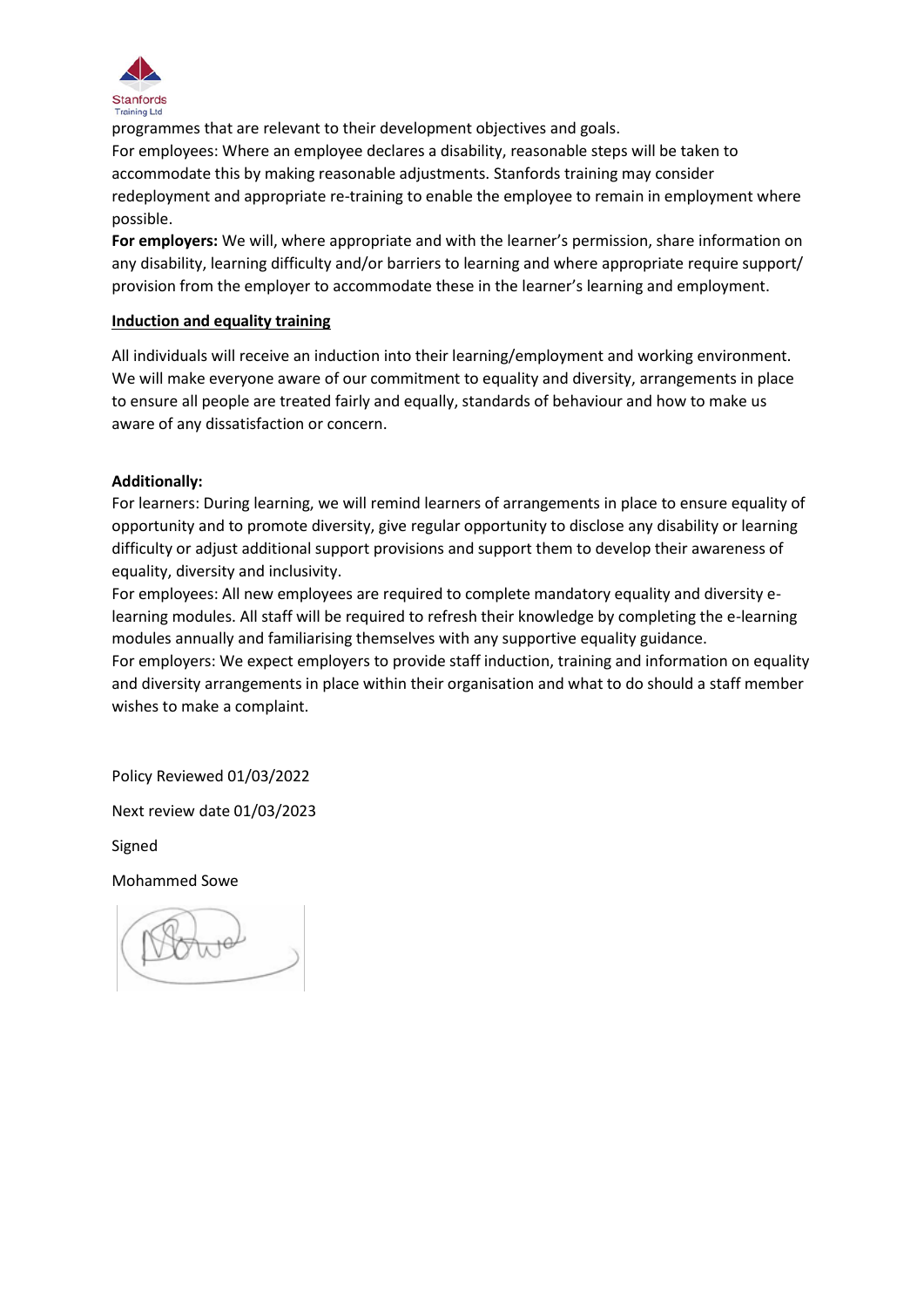programmes that are relevant to their development objectives and goals.

For employees: Where an employee declares a disability, reasonable steps will be taken to accommodate this by making reasonable adjustments. Stanfords training may consider redeployment and appropriate re-training to enable the employee to remain in employment where possible.

**For employers:** We will, where appropriate and with the learner's permission, share information on any disability, learning difficulty and/or barriers to learning and where appropriate require support/ provision from the employer to accommodate these in the learner's learning and employment.

**Induction and equality training**

All individuals will receive an induction into their learning/employment and working environment. We will make everyone aware of our commitment to equality and diversity, arrangements in place to ensure all people are treated fairly and equally, standards of behaviour and how to make us aware of any dissatisfaction or concern.

**Additionally:**

For learners: During learning, we will remind learners of arrangements in place to ensure equality of opportunity and to promote diversity, give regular opportunity to disclose any disability or learning difficulty or adjust additional support provisions and support them to develop their awareness of equality, diversity and inclusivity.

For employees: All new employees are required to complete mandatory equality and diversity e-learning modules. All staff will be required to refresh their knowledge by completing the e-learning modules annually and familiarising themselves with any supportive equality guidance.

For employers: We expect employers to provide staff induction, training and information on equality and diversity arrangements in place within their organisation and what to do should a staff member wishes to make a complaint.

Policy Reviewed 01/03/2022

Next review date 01/03/2023

Signed

Mohammed Sowe